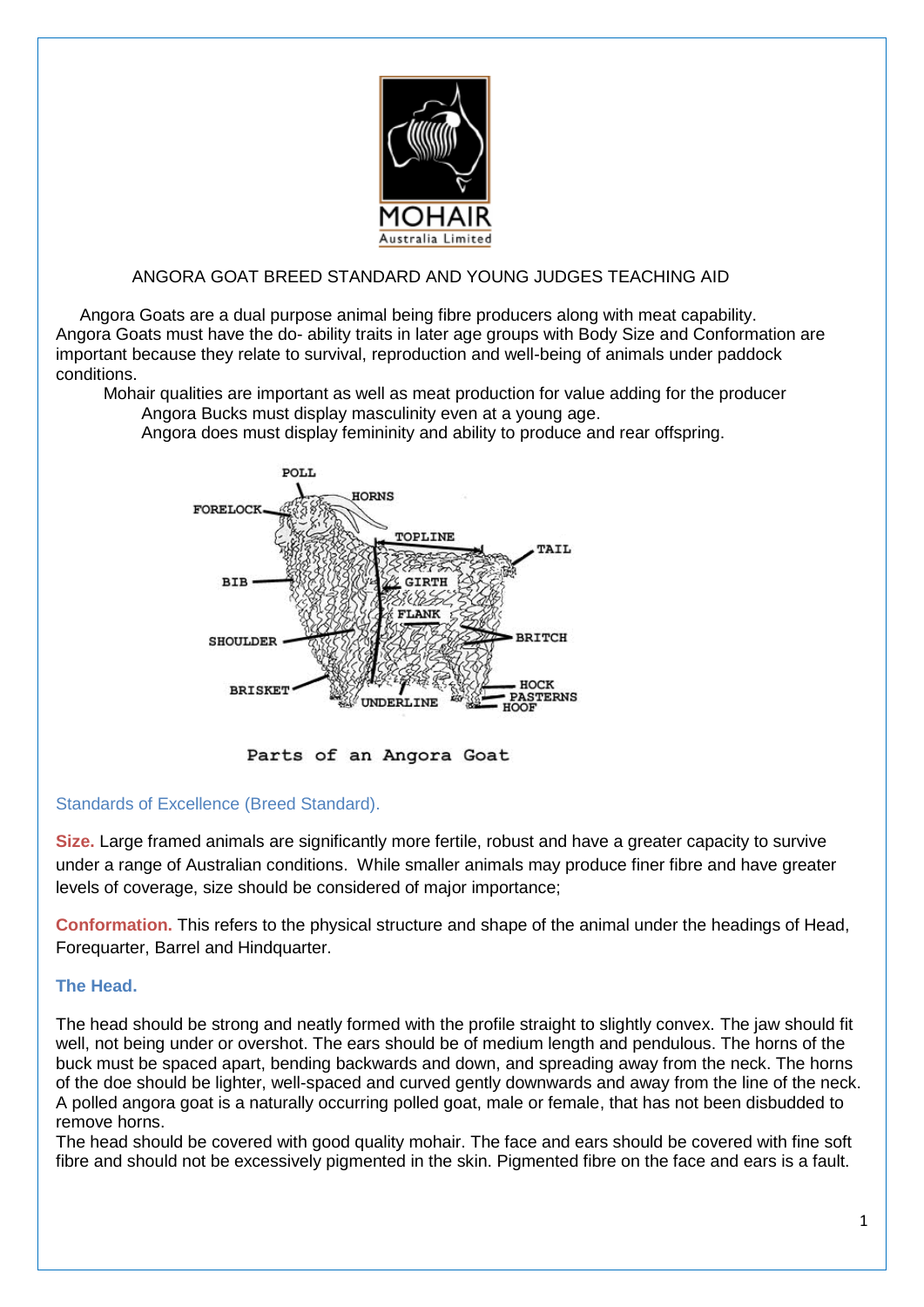ANGORA GOAT BREED STANDARD AND YOUNG JUDGES TEACHING AID

Angora Goats are a dual purpose animal being fibre producers along with meat capability. Angora Goats must have the do- ability traits in later age groups with Body Size and Conformation are important because they relate to survival, reproduction and well-being of animals under paddock conditions.

Mohair qualities are important as well as meat production for value adding for the producer

Angora Bucks must display masculinity even at a young age.

Angora does must display femininity and ability to produce and rear offspring.

Parts of an Angora Goat

## Standards of Excellence (Breed Standard).

**Size.** Large framed animals are significantly more fertile, robust and have a greater capacity to survive under a range of Australian conditions. While smaller animals may produce finer fibre and have greater levels of coverage, size should be considered of major importance;

**Conformation.** This refers to the physical structure and shape of the animal under the headings of Head, Forequarter, Barrel and Hindquarter.

### The Head.

The head should be strong and neatly formed with the profile straight to slightly convex. The jaw should fit well, not being under or overshot. The ears should be of medium length and pendulous. The horns of the buck must be spaced apart, bending backwards and down, and spreading away from the neck. The horns of the doe should be lighter, well-spaced and curved gently downwards and away from the line of the neck. A polled angora goat is a naturally occurring polled goat, male or female, that has not been disbudded to remove horns.

The head should be covered with good quality mohair. The face and ears should be covered with fine soft fibre and should not be excessively pigmented in the skin. Pigmented fibre on the face and ears is a fault.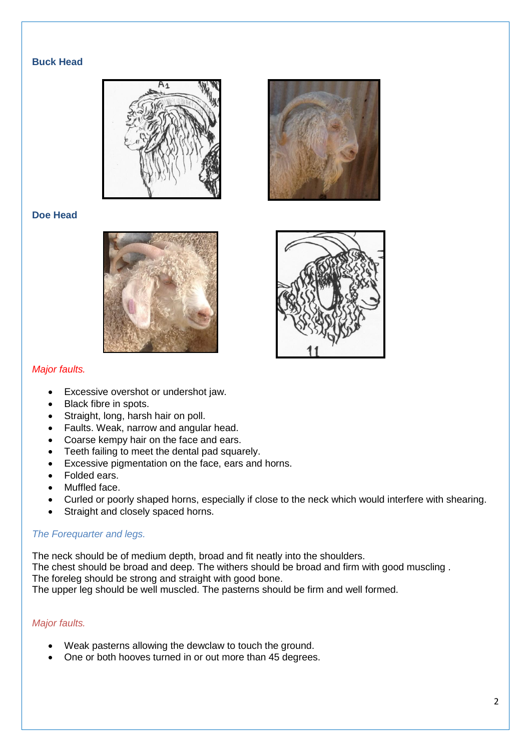### Buck Head

### Doe Head

*Major faults.*

- Excessive overshot or undershot jaw.
- Black fibre in spots.
- Straight, long, harsh hair on poll.
- Faults. Weak, narrow and angular head.
- Coarse kempy hair on the face and ears.
- Teeth failing to meet the dental pad squarely.
- Excessive pigmentation on the face, ears and horns.
- Folded ears.
- Muffled face.
- Curled or poorly shaped horns, especially if close to the neck which would interfere with shearing.
- Straight and closely spaced horns.

*The Forequarter and legs.*

The neck should be of medium depth, broad and fit neatly into the shoulders.
The chest should be broad and deep. The withers should be broad and firm with good muscling .
The foreleg should be strong and straight with good bone.
The upper leg should be well muscled. The pasterns should be firm and well formed.

*Major faults.*

- Weak pasterns allowing the dewclaw to touch the ground.
- One or both hooves turned in or out more than 45 degrees.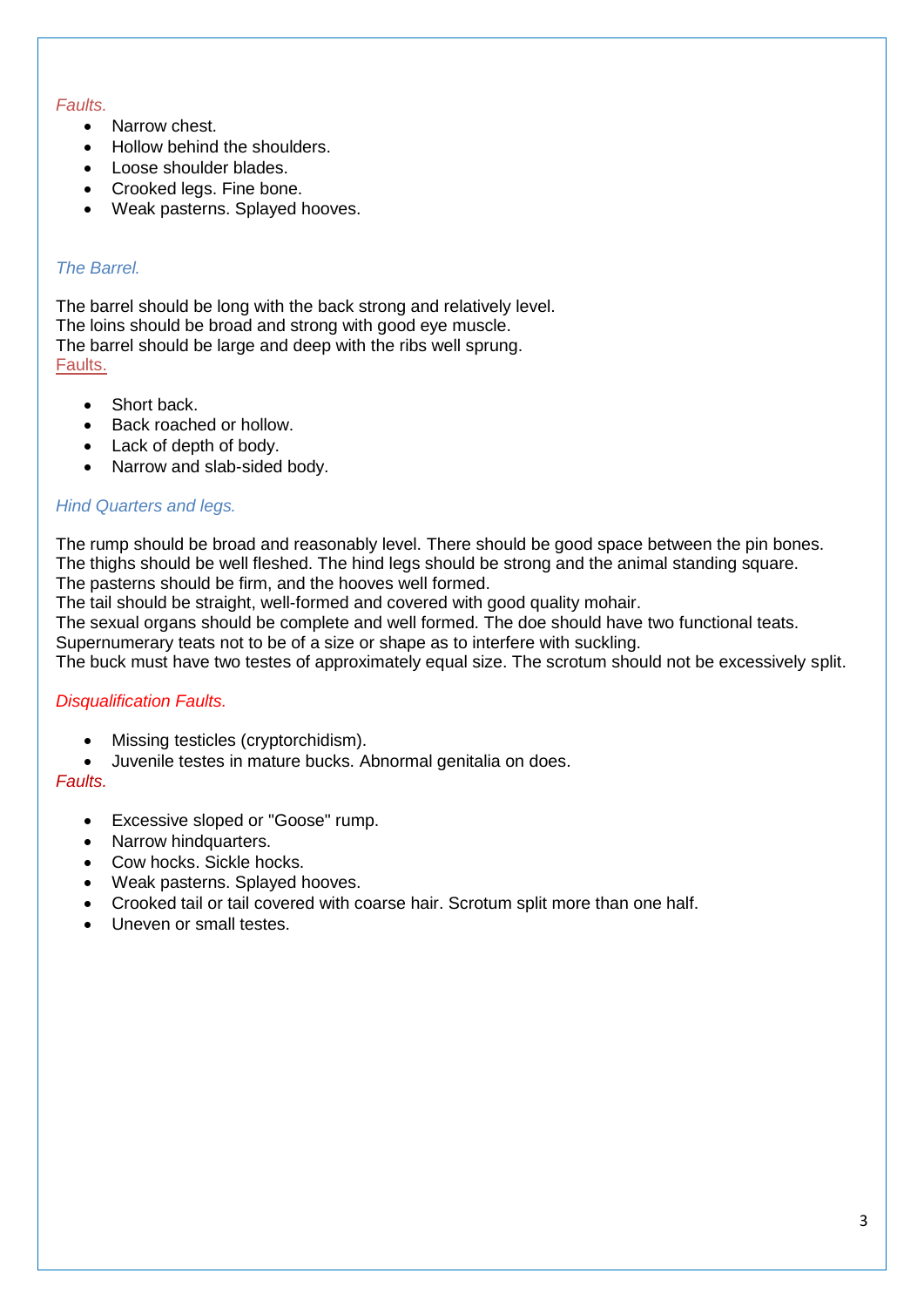*Faults.*

- Narrow chest.
- Hollow behind the shoulders.
- Loose shoulder blades.
- Crooked legs. Fine bone.
- Weak pasterns. Splayed hooves.

### *The Barrel.*

The barrel should be long with the back strong and relatively level.
The loins should be broad and strong with good eye muscle.
The barrel should be large and deep with the ribs well sprung.
Faults.

- Short back.
- Back roached or hollow.
- Lack of depth of body.
- Narrow and slab-sided body.

### *Hind Quarters and legs.*

The rump should be broad and reasonably level. There should be good space between the pin bones.
The thighs should be well fleshed. The hind legs should be strong and the animal standing square.
The pasterns should be firm, and the hooves well formed.
The tail should be straight, well-formed and covered with good quality mohair.
The sexual organs should be complete and well formed. The doe should have two functional teats.
Supernumerary teats not to be of a size or shape as to interfere with suckling.
The buck must have two testes of approximately equal size. The scrotum should not be excessively split.

*Disqualification Faults.*

- Missing testicles (cryptorchidism).
- Juvenile testes in mature bucks. Abnormal genitalia on does.

*Faults.*

- Excessive sloped or "Goose" rump.
- Narrow hindquarters.
- Cow hocks. Sickle hocks.
- Weak pasterns. Splayed hooves.
- Crooked tail or tail covered with coarse hair. Scrotum split more than one half.
- Uneven or small testes.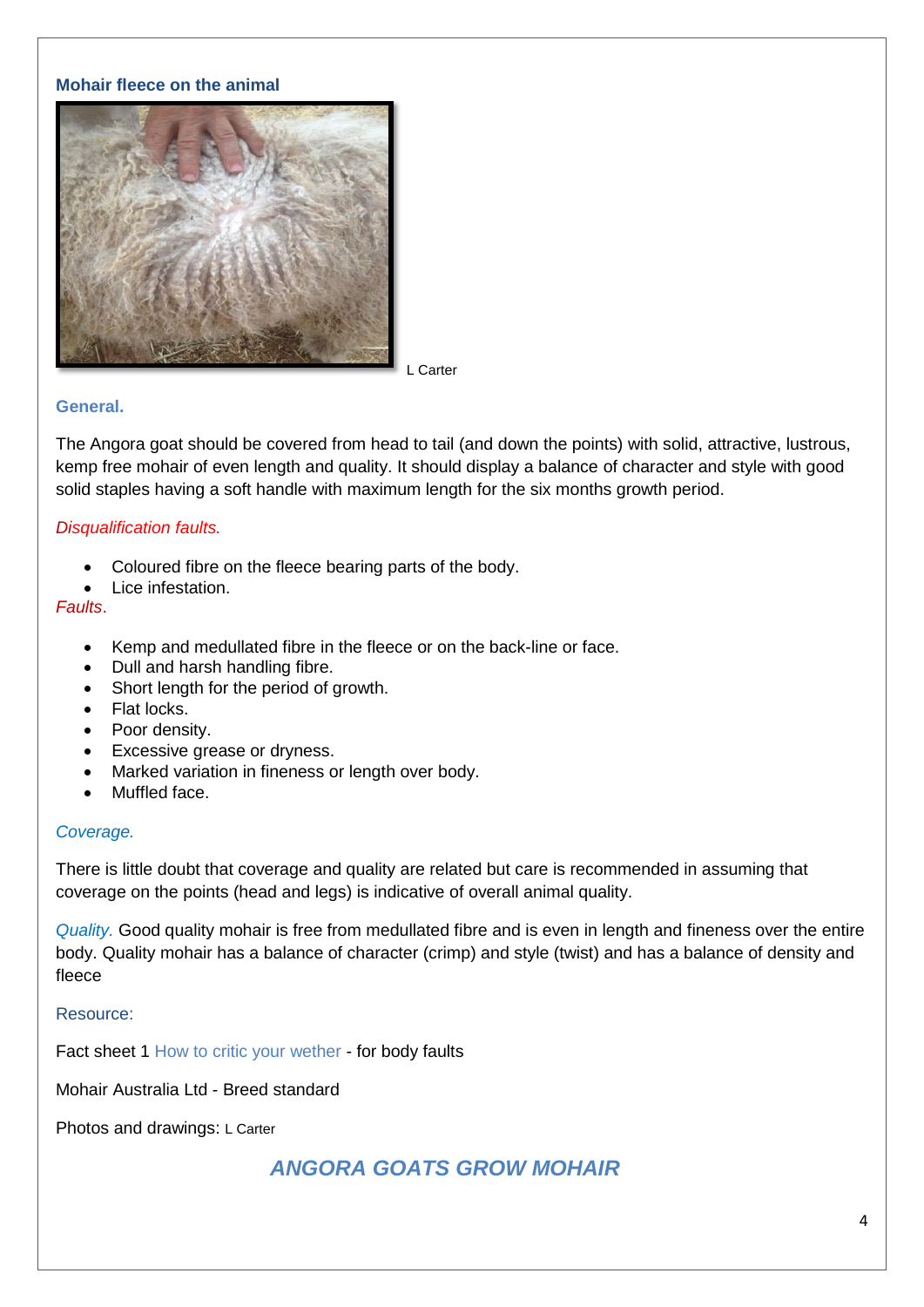### Mohair fleece on the animal

L Carter

### General.

The Angora goat should be covered from head to tail (and down the points) with solid, attractive, lustrous, kemp free mohair of even length and quality. It should display a balance of character and style with good solid staples having a soft handle with maximum length for the six months growth period.

*Disqualification faults.*

- Coloured fibre on the fleece bearing parts of the body.
- Lice infestation.

*Faults*.

- Kemp and medullated fibre in the fleece or on the back-line or face.
- Dull and harsh handling fibre.
- Short length for the period of growth.
- Flat locks.
- Poor density.
- Excessive grease or dryness.
- Marked variation in fineness or length over body.
- Muffled face.

*Coverage.*

There is little doubt that coverage and quality are related but care is recommended in assuming that coverage on the points (head and legs) is indicative of overall animal quality.

*Quality.* Good quality mohair is free from medullated fibre and is even in length and fineness over the entire body. Quality mohair has a balance of character (crimp) and style (twist) and has a balance of density and fleece

Resource:

Fact sheet 1 How to critic your wether - for body faults

Mohair Australia Ltd - Breed standard

Photos and drawings: L Carter

***ANGORA GOATS GROW MOHAIR***